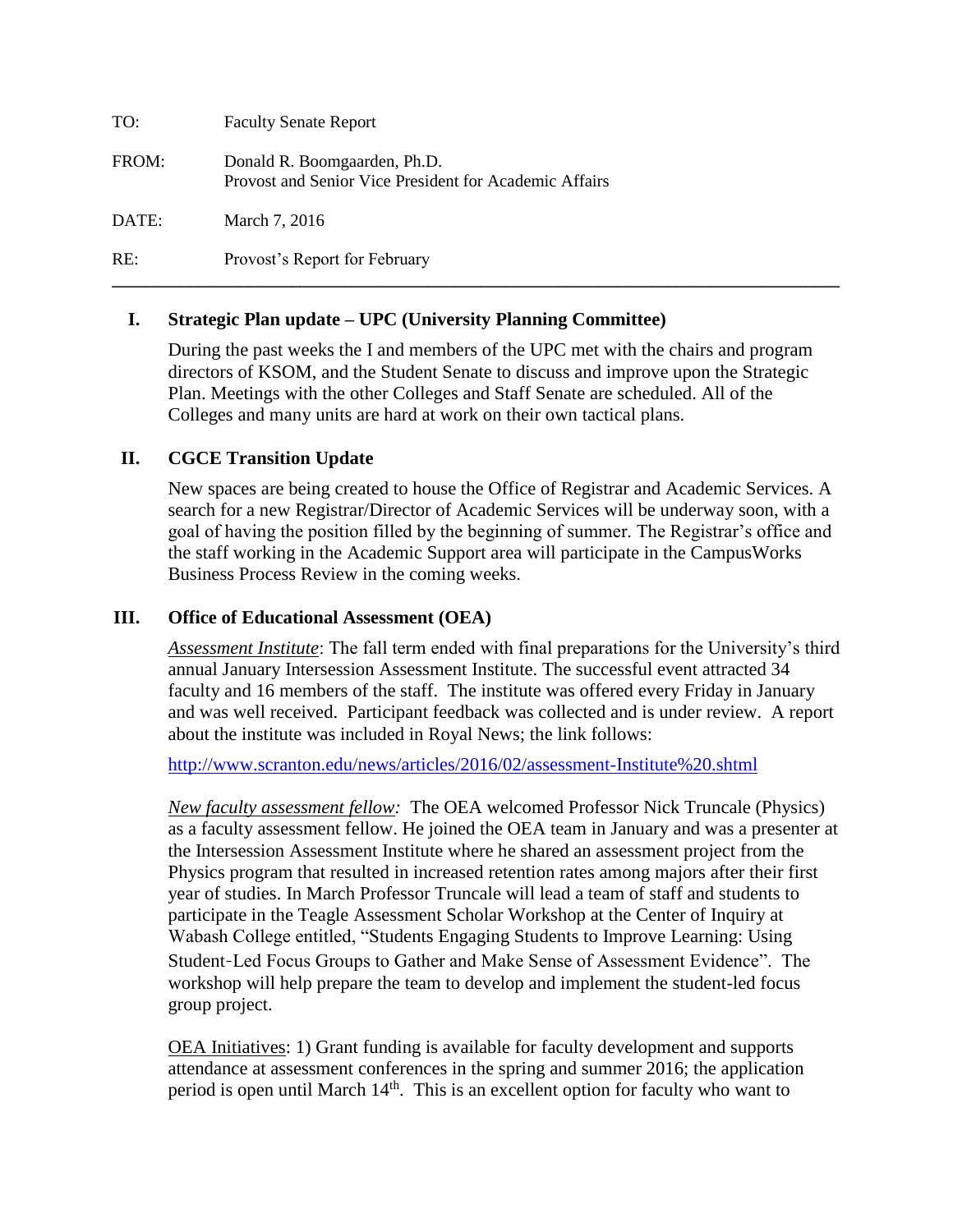TO: Faculty Senate Report

FROM: Donald R. Boomgaarden, Ph.D.
Provost and Senior Vice President for Academic Affairs

DATE: March 7, 2016

RE: Provost's Report for February

---

## I. Strategic Plan update – UPC (University Planning Committee)

During the past weeks the I and members of the UPC met with the chairs and program directors of KSOM, and the Student Senate to discuss and improve upon the Strategic Plan. Meetings with the other Colleges and Staff Senate are scheduled. All of the Colleges and many units are hard at work on their own tactical plans.

## II. CGCE Transition Update

New spaces are being created to house the Office of Registrar and Academic Services. A search for a new Registrar/Director of Academic Services will be underway soon, with a goal of having the position filled by the beginning of summer. The Registrar's office and the staff working in the Academic Support area will participate in the CampusWorks Business Process Review in the coming weeks.

## III. Office of Educational Assessment (OEA)

*Assessment Institute*: The fall term ended with final preparations for the University's third annual January Intersession Assessment Institute. The successful event attracted 34 faculty and 16 members of the staff. The institute was offered every Friday in January and was well received. Participant feedback was collected and is under review. A report about the institute was included in Royal News; the link follows:

http://www.scranton.edu/news/articles/2016/02/assessment-Institute%20.shtml

*New faculty assessment fellow:* The OEA welcomed Professor Nick Truncale (Physics) as a faculty assessment fellow. He joined the OEA team in January and was a presenter at the Intersession Assessment Institute where he shared an assessment project from the Physics program that resulted in increased retention rates among majors after their first year of studies. In March Professor Truncale will lead a team of staff and students to participate in the Teagle Assessment Scholar Workshop at the Center of Inquiry at Wabash College entitled, "Students Engaging Students to Improve Learning: Using Student-Led Focus Groups to Gather and Make Sense of Assessment Evidence". The workshop will help prepare the team to develop and implement the student-led focus group project.

OEA Initiatives: 1) Grant funding is available for faculty development and supports attendance at assessment conferences in the spring and summer 2016; the application period is open until March 14th. This is an excellent option for faculty who want to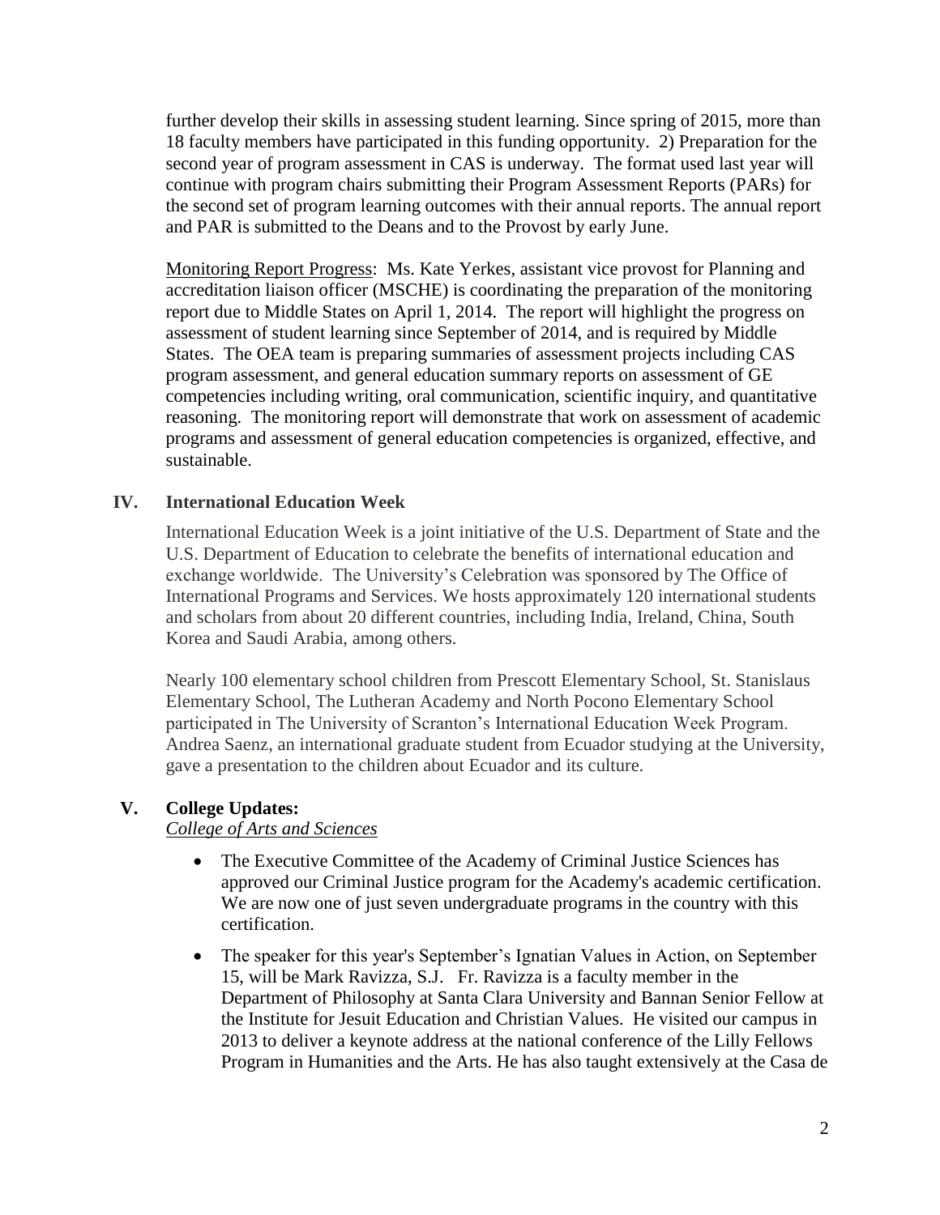further develop their skills in assessing student learning. Since spring of 2015, more than 18 faculty members have participated in this funding opportunity. 2) Preparation for the second year of program assessment in CAS is underway. The format used last year will continue with program chairs submitting their Program Assessment Reports (PARs) for the second set of program learning outcomes with their annual reports. The annual report and PAR is submitted to the Deans and to the Provost by early June.

Monitoring Report Progress: Ms. Kate Yerkes, assistant vice provost for Planning and accreditation liaison officer (MSCHE) is coordinating the preparation of the monitoring report due to Middle States on April 1, 2014. The report will highlight the progress on assessment of student learning since September of 2014, and is required by Middle States. The OEA team is preparing summaries of assessment projects including CAS program assessment, and general education summary reports on assessment of GE competencies including writing, oral communication, scientific inquiry, and quantitative reasoning. The monitoring report will demonstrate that work on assessment of academic programs and assessment of general education competencies is organized, effective, and sustainable.

## IV. International Education Week

International Education Week is a joint initiative of the U.S. Department of State and the U.S. Department of Education to celebrate the benefits of international education and exchange worldwide. The University's Celebration was sponsored by The Office of International Programs and Services. We hosts approximately 120 international students and scholars from about 20 different countries, including India, Ireland, China, South Korea and Saudi Arabia, among others.

Nearly 100 elementary school children from Prescott Elementary School, St. Stanislaus Elementary School, The Lutheran Academy and North Pocono Elementary School participated in The University of Scranton's International Education Week Program. Andrea Saenz, an international graduate student from Ecuador studying at the University, gave a presentation to the children about Ecuador and its culture.

## V. College Updates:

*College of Arts and Sciences*

- The Executive Committee of the Academy of Criminal Justice Sciences has approved our Criminal Justice program for the Academy's academic certification. We are now one of just seven undergraduate programs in the country with this certification.
- The speaker for this year's September's Ignatian Values in Action, on September 15, will be Mark Ravizza, S.J. Fr. Ravizza is a faculty member in the Department of Philosophy at Santa Clara University and Bannan Senior Fellow at the Institute for Jesuit Education and Christian Values. He visited our campus in 2013 to deliver a keynote address at the national conference of the Lilly Fellows Program in Humanities and the Arts. He has also taught extensively at the Casa de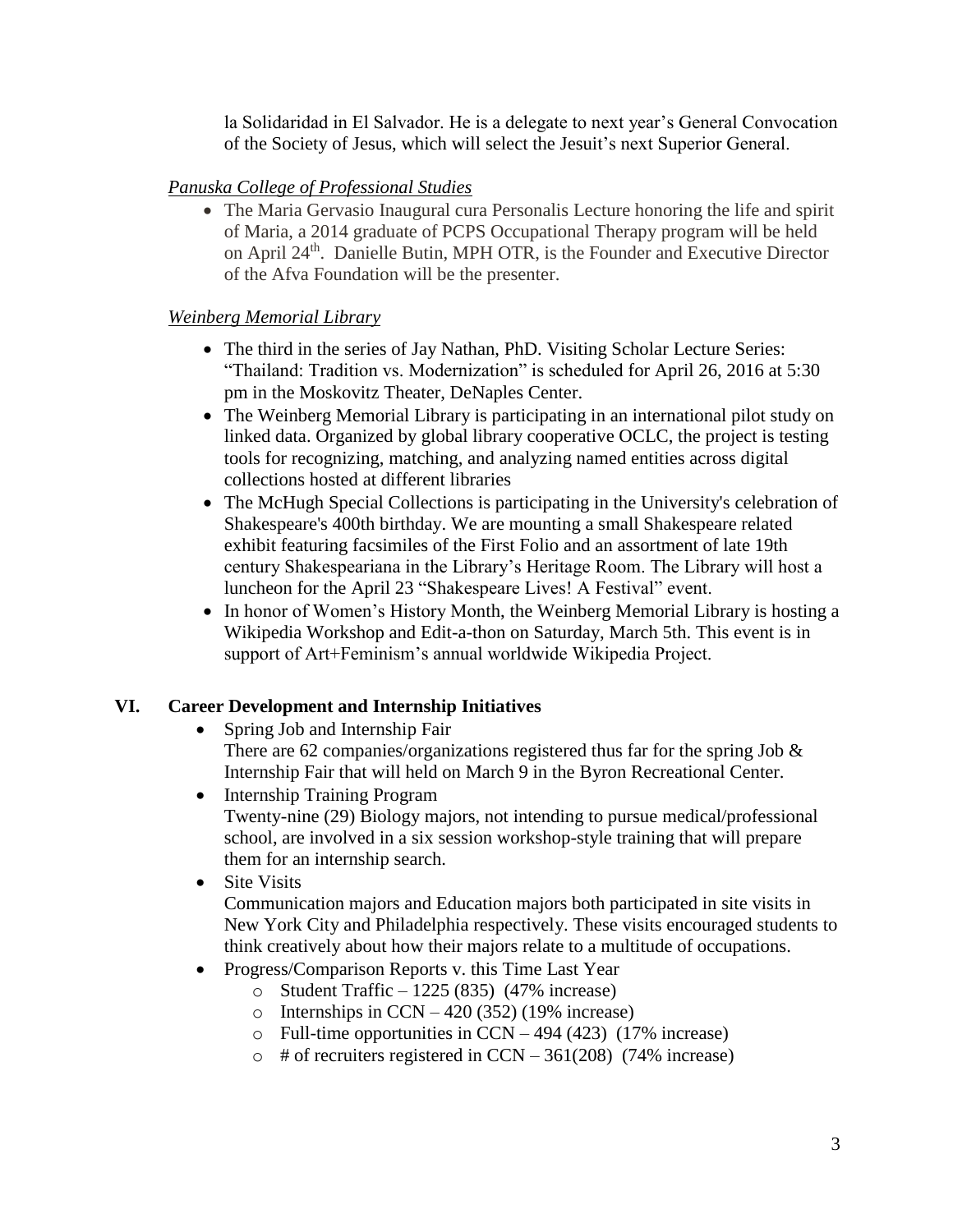la Solidaridad in El Salvador. He is a delegate to next year's General Convocation of the Society of Jesus, which will select the Jesuit's next Superior General.

*Panuska College of Professional Studies*

- The Maria Gervasio Inaugural cura Personalis Lecture honoring the life and spirit of Maria, a 2014 graduate of PCPS Occupational Therapy program will be held on April 24th. Danielle Butin, MPH OTR, is the Founder and Executive Director of the Afva Foundation will be the presenter.

*Weinberg Memorial Library*

- The third in the series of Jay Nathan, PhD. Visiting Scholar Lecture Series: "Thailand: Tradition vs. Modernization" is scheduled for April 26, 2016 at 5:30 pm in the Moskovitz Theater, DeNaples Center.
- The Weinberg Memorial Library is participating in an international pilot study on linked data. Organized by global library cooperative OCLC, the project is testing tools for recognizing, matching, and analyzing named entities across digital collections hosted at different libraries
- The McHugh Special Collections is participating in the University's celebration of Shakespeare's 400th birthday. We are mounting a small Shakespeare related exhibit featuring facsimiles of the First Folio and an assortment of late 19th century Shakespeariana in the Library's Heritage Room. The Library will host a luncheon for the April 23 "Shakespeare Lives! A Festival" event.
- In honor of Women's History Month, the Weinberg Memorial Library is hosting a Wikipedia Workshop and Edit-a-thon on Saturday, March 5th. This event is in support of Art+Feminism's annual worldwide Wikipedia Project.

## VI. Career Development and Internship Initiatives

- Spring Job and Internship Fair
  There are 62 companies/organizations registered thus far for the spring Job & Internship Fair that will held on March 9 in the Byron Recreational Center.
- Internship Training Program
  Twenty-nine (29) Biology majors, not intending to pursue medical/professional school, are involved in a six session workshop-style training that will prepare them for an internship search.
- Site Visits
  Communication majors and Education majors both participated in site visits in New York City and Philadelphia respectively. These visits encouraged students to think creatively about how their majors relate to a multitude of occupations.
- Progress/Comparison Reports v. this Time Last Year
  - Student Traffic – 1225 (835) (47% increase)
  - Internships in CCN – 420 (352) (19% increase)
  - Full-time opportunities in CCN – 494 (423) (17% increase)
  - # of recruiters registered in CCN – 361(208) (74% increase)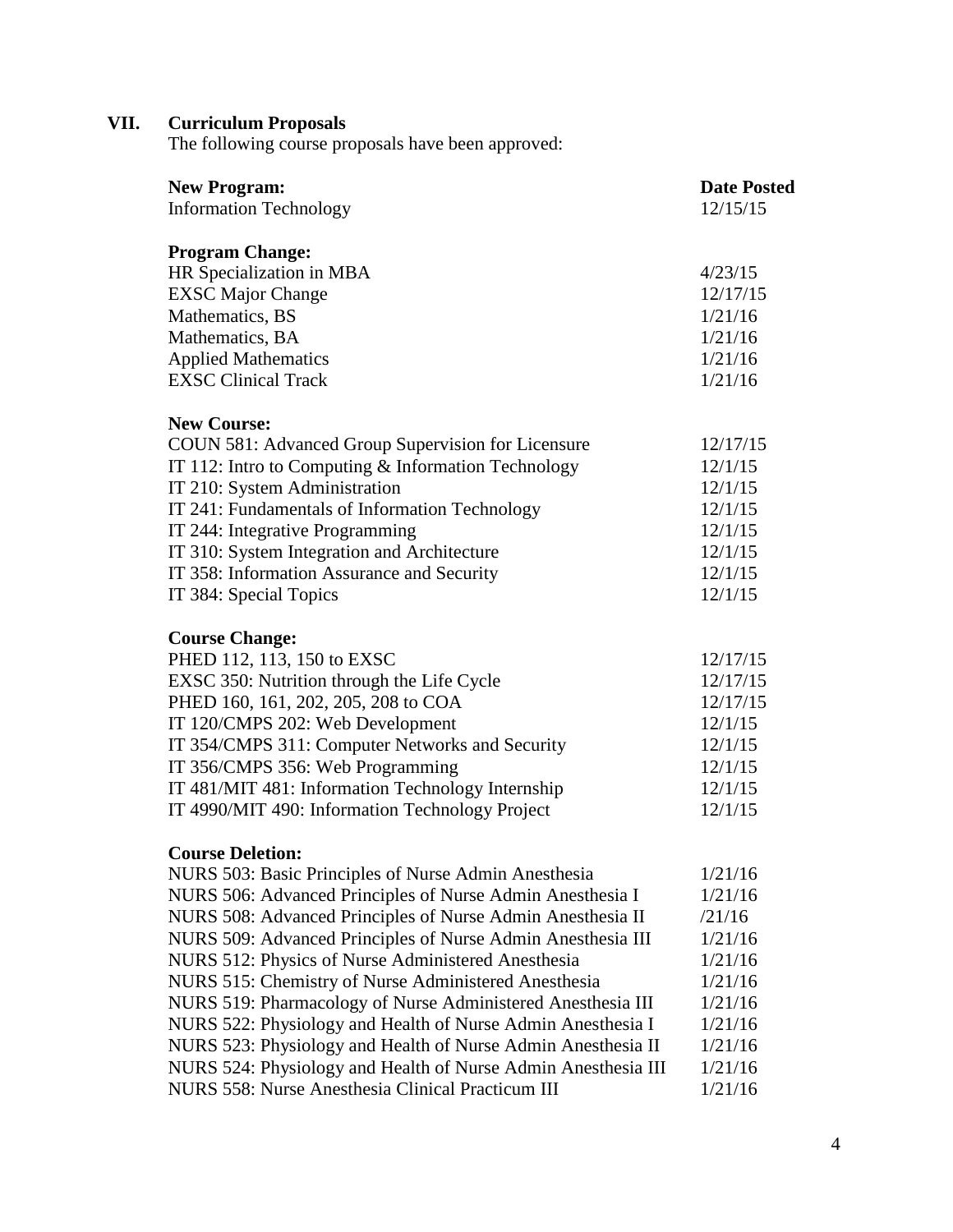## VII. Curriculum Proposals

The following course proposals have been approved:

| **New Program:** | **Date Posted** |
|---|---|
| Information Technology | 12/15/15 |
| | |
| **Program Change:** | |
| HR Specialization in MBA | 4/23/15 |
| EXSC Major Change | 12/17/15 |
| Mathematics, BS | 1/21/16 |
| Mathematics, BA | 1/21/16 |
| Applied Mathematics | 1/21/16 |
| EXSC Clinical Track | 1/21/16 |
| | |
| **New Course:** | |
| COUN 581: Advanced Group Supervision for Licensure | 12/17/15 |
| IT 112: Intro to Computing & Information Technology | 12/1/15 |
| IT 210: System Administration | 12/1/15 |
| IT 241: Fundamentals of Information Technology | 12/1/15 |
| IT 244: Integrative Programming | 12/1/15 |
| IT 310: System Integration and Architecture | 12/1/15 |
| IT 358: Information Assurance and Security | 12/1/15 |
| IT 384: Special Topics | 12/1/15 |
| | |
| **Course Change:** | |
| PHED 112, 113, 150 to EXSC | 12/17/15 |
| EXSC 350: Nutrition through the Life Cycle | 12/17/15 |
| PHED 160, 161, 202, 205, 208 to COA | 12/17/15 |
| IT 120/CMPS 202: Web Development | 12/1/15 |
| IT 354/CMPS 311: Computer Networks and Security | 12/1/15 |
| IT 356/CMPS 356: Web Programming | 12/1/15 |
| IT 481/MIT 481: Information Technology Internship | 12/1/15 |
| IT 4990/MIT 490: Information Technology Project | 12/1/15 |
| | |
| **Course Deletion:** | |
| NURS 503: Basic Principles of Nurse Admin Anesthesia | 1/21/16 |
| NURS 506: Advanced Principles of Nurse Admin Anesthesia I | 1/21/16 |
| NURS 508: Advanced Principles of Nurse Admin Anesthesia II | /21/16 |
| NURS 509: Advanced Principles of Nurse Admin Anesthesia III | 1/21/16 |
| NURS 512: Physics of Nurse Administered Anesthesia | 1/21/16 |
| NURS 515: Chemistry of Nurse Administered Anesthesia | 1/21/16 |
| NURS 519: Pharmacology of Nurse Administered Anesthesia III | 1/21/16 |
| NURS 522: Physiology and Health of Nurse Admin Anesthesia I | 1/21/16 |
| NURS 523: Physiology and Health of Nurse Admin Anesthesia II | 1/21/16 |
| NURS 524: Physiology and Health of Nurse Admin Anesthesia III | 1/21/16 |
| NURS 558: Nurse Anesthesia Clinical Practicum III | 1/21/16 |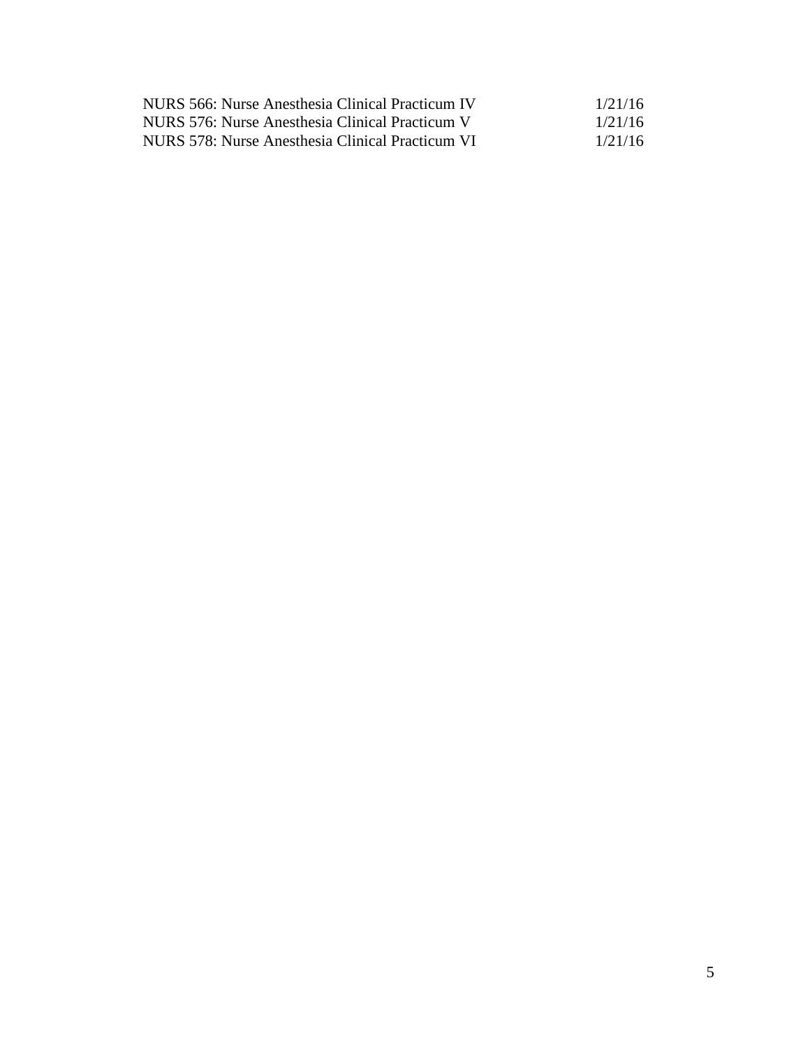| | |
|---|---|
| NURS 566: Nurse Anesthesia Clinical Practicum IV | 1/21/16 |
| NURS 576: Nurse Anesthesia Clinical Practicum V | 1/21/16 |
| NURS 578: Nurse Anesthesia Clinical Practicum VI | 1/21/16 |